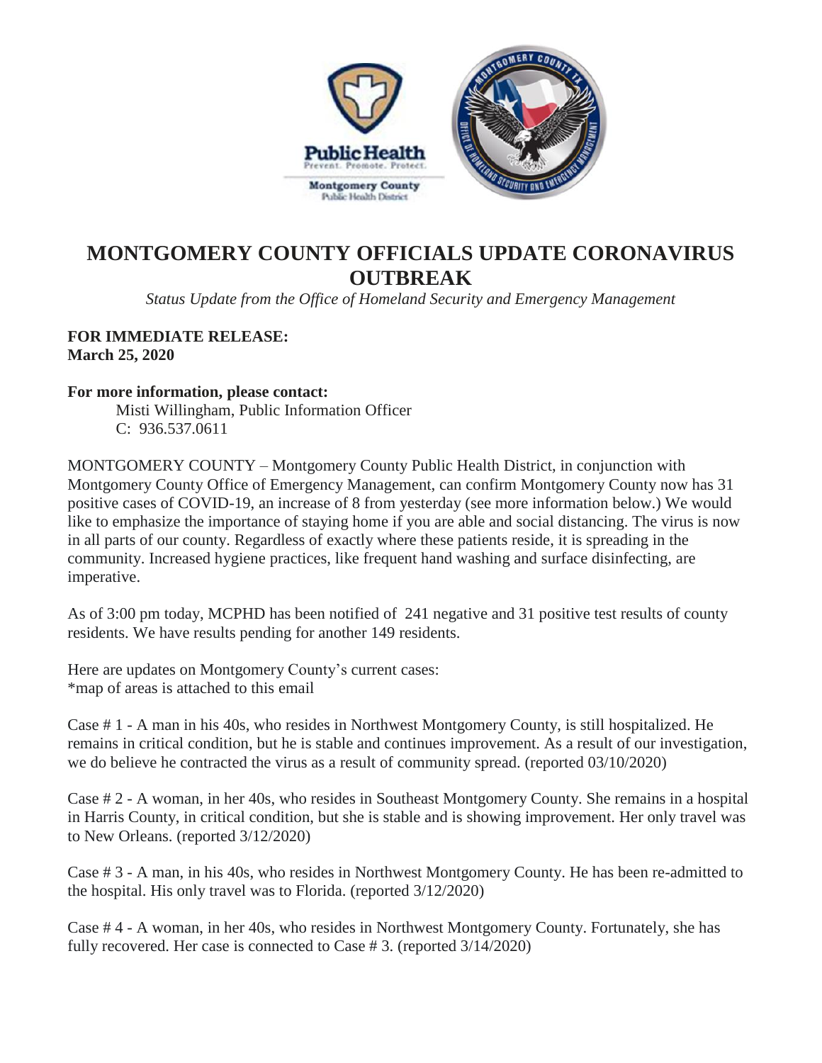# MONTGOMERY COUNTY OFFICIALS UPDATE CORONAVIRUS OUTBREAK

*Status Update from the Office of Homeland Security and Emergency Management*

**FOR IMMEDIATE RELEASE:**
**March 25, 2020**

**For more information, please contact:**
Misti Willingham, Public Information Officer
C: 936.537.0611

MONTGOMERY COUNTY – Montgomery County Public Health District, in conjunction with Montgomery County Office of Emergency Management, can confirm Montgomery County now has 31 positive cases of COVID-19, an increase of 8 from yesterday (see more information below.) We would like to emphasize the importance of staying home if you are able and social distancing. The virus is now in all parts of our county. Regardless of exactly where these patients reside, it is spreading in the community. Increased hygiene practices, like frequent hand washing and surface disinfecting, are imperative.

As of 3:00 pm today, MCPHD has been notified of 241 negative and 31 positive test results of county residents. We have results pending for another 149 residents.

Here are updates on Montgomery County's current cases:
*map of areas is attached to this email

Case # 1 - A man in his 40s, who resides in Northwest Montgomery County, is still hospitalized. He remains in critical condition, but he is stable and continues improvement. As a result of our investigation, we do believe he contracted the virus as a result of community spread. (reported 03/10/2020)

Case # 2 - A woman, in her 40s, who resides in Southeast Montgomery County. She remains in a hospital in Harris County, in critical condition, but she is stable and is showing improvement. Her only travel was to New Orleans. (reported 3/12/2020)

Case # 3 - A man, in his 40s, who resides in Northwest Montgomery County. He has been re-admitted to the hospital. His only travel was to Florida. (reported 3/12/2020)

Case # 4 - A woman, in her 40s, who resides in Northwest Montgomery County. Fortunately, she has fully recovered. Her case is connected to Case # 3. (reported 3/14/2020)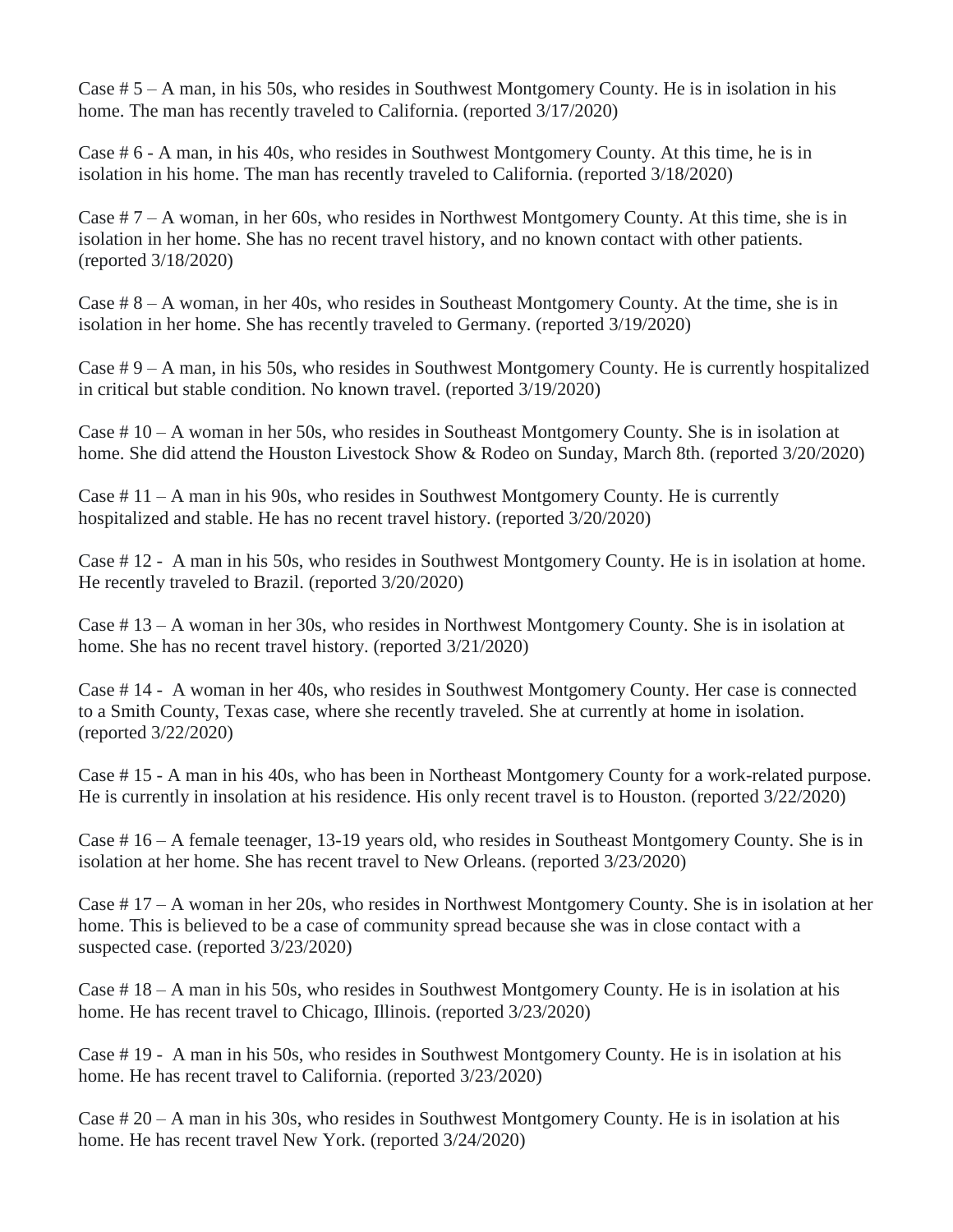Case # 5 – A man, in his 50s, who resides in Southwest Montgomery County. He is in isolation in his home. The man has recently traveled to California. (reported 3/17/2020)

Case # 6 - A man, in his 40s, who resides in Southwest Montgomery County. At this time, he is in isolation in his home. The man has recently traveled to California. (reported 3/18/2020)

Case # 7 – A woman, in her 60s, who resides in Northwest Montgomery County. At this time, she is in isolation in her home. She has no recent travel history, and no known contact with other patients. (reported 3/18/2020)

Case # 8 – A woman, in her 40s, who resides in Southeast Montgomery County. At the time, she is in isolation in her home. She has recently traveled to Germany. (reported 3/19/2020)

Case # 9 – A man, in his 50s, who resides in Southwest Montgomery County. He is currently hospitalized in critical but stable condition. No known travel. (reported 3/19/2020)

Case # 10 – A woman in her 50s, who resides in Southeast Montgomery County. She is in isolation at home. She did attend the Houston Livestock Show & Rodeo on Sunday, March 8th. (reported 3/20/2020)

Case # 11 – A man in his 90s, who resides in Southwest Montgomery County. He is currently hospitalized and stable. He has no recent travel history. (reported 3/20/2020)

Case # 12 - A man in his 50s, who resides in Southwest Montgomery County. He is in isolation at home. He recently traveled to Brazil. (reported 3/20/2020)

Case # 13 – A woman in her 30s, who resides in Northwest Montgomery County. She is in isolation at home. She has no recent travel history. (reported 3/21/2020)

Case # 14 - A woman in her 40s, who resides in Southwest Montgomery County. Her case is connected to a Smith County, Texas case, where she recently traveled. She at currently at home in isolation. (reported 3/22/2020)

Case # 15 - A man in his 40s, who has been in Northeast Montgomery County for a work-related purpose. He is currently in insolation at his residence. His only recent travel is to Houston. (reported 3/22/2020)

Case # 16 – A female teenager, 13-19 years old, who resides in Southeast Montgomery County. She is in isolation at her home. She has recent travel to New Orleans. (reported 3/23/2020)

Case # 17 – A woman in her 20s, who resides in Northwest Montgomery County. She is in isolation at her home. This is believed to be a case of community spread because she was in close contact with a suspected case. (reported 3/23/2020)

Case # 18 – A man in his 50s, who resides in Southwest Montgomery County. He is in isolation at his home. He has recent travel to Chicago, Illinois. (reported 3/23/2020)

Case # 19 - A man in his 50s, who resides in Southwest Montgomery County. He is in isolation at his home. He has recent travel to California. (reported 3/23/2020)

Case # 20 – A man in his 30s, who resides in Southwest Montgomery County. He is in isolation at his home. He has recent travel New York. (reported 3/24/2020)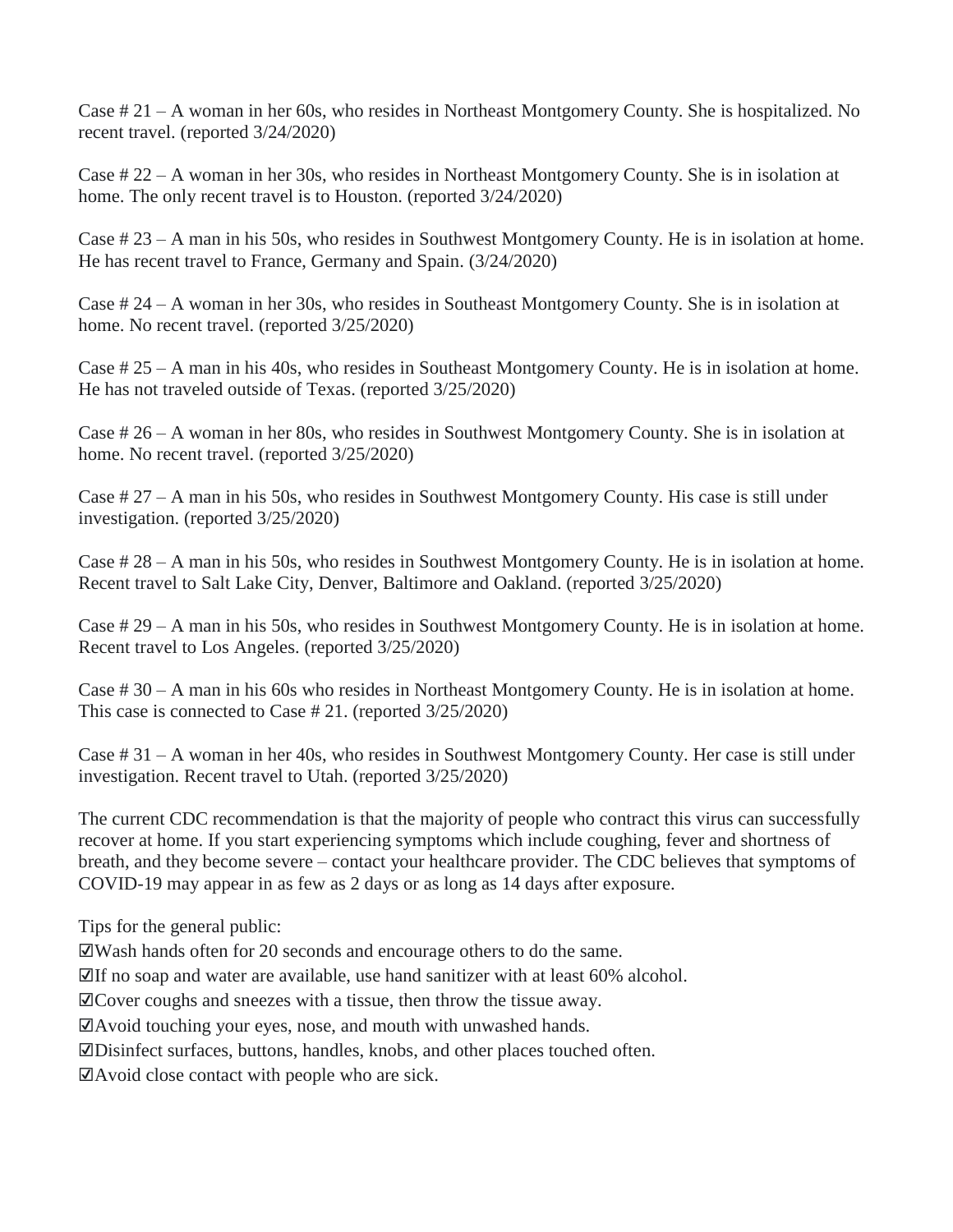Case # 21 – A woman in her 60s, who resides in Northeast Montgomery County. She is hospitalized. No recent travel. (reported 3/24/2020)

Case # 22 – A woman in her 30s, who resides in Northeast Montgomery County. She is in isolation at home. The only recent travel is to Houston. (reported 3/24/2020)

Case # 23 – A man in his 50s, who resides in Southwest Montgomery County. He is in isolation at home. He has recent travel to France, Germany and Spain. (3/24/2020)

Case # 24 – A woman in her 30s, who resides in Southeast Montgomery County. She is in isolation at home. No recent travel. (reported 3/25/2020)

Case # 25 – A man in his 40s, who resides in Southeast Montgomery County. He is in isolation at home. He has not traveled outside of Texas. (reported 3/25/2020)

Case # 26 – A woman in her 80s, who resides in Southwest Montgomery County. She is in isolation at home. No recent travel. (reported 3/25/2020)

Case # 27 – A man in his 50s, who resides in Southwest Montgomery County. His case is still under investigation. (reported 3/25/2020)

Case # 28 – A man in his 50s, who resides in Southwest Montgomery County. He is in isolation at home. Recent travel to Salt Lake City, Denver, Baltimore and Oakland. (reported 3/25/2020)

Case # 29 – A man in his 50s, who resides in Southwest Montgomery County. He is in isolation at home. Recent travel to Los Angeles. (reported 3/25/2020)

Case # 30 – A man in his 60s who resides in Northeast Montgomery County. He is in isolation at home. This case is connected to Case # 21. (reported 3/25/2020)

Case # 31 – A woman in her 40s, who resides in Southwest Montgomery County. Her case is still under investigation. Recent travel to Utah. (reported 3/25/2020)

The current CDC recommendation is that the majority of people who contract this virus can successfully recover at home. If you start experiencing symptoms which include coughing, fever and shortness of breath, and they become severe – contact your healthcare provider. The CDC believes that symptoms of COVID-19 may appear in as few as 2 days or as long as 14 days after exposure.

Tips for the general public:

☑Wash hands often for 20 seconds and encourage others to do the same.
☑If no soap and water are available, use hand sanitizer with at least 60% alcohol.
☑Cover coughs and sneezes with a tissue, then throw the tissue away.
☑Avoid touching your eyes, nose, and mouth with unwashed hands.
☑Disinfect surfaces, buttons, handles, knobs, and other places touched often.
☑Avoid close contact with people who are sick.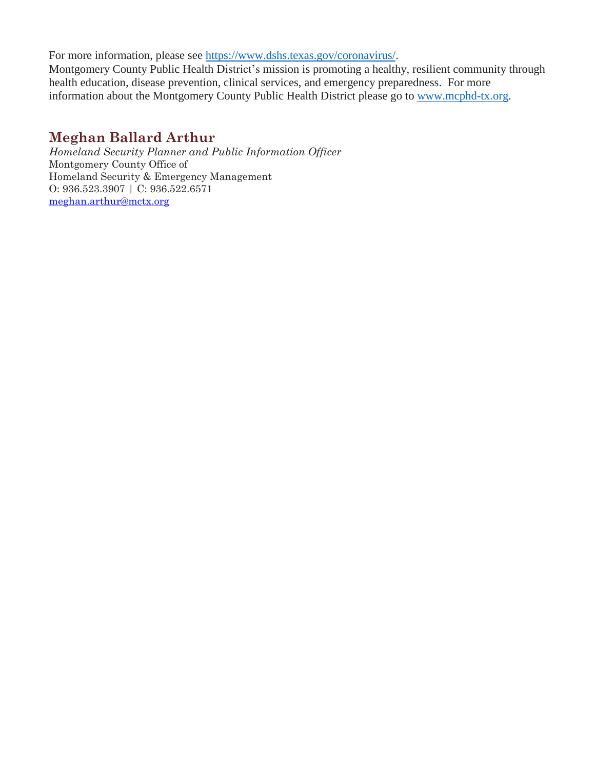For more information, please see https://www.dshs.texas.gov/coronavirus/.

Montgomery County Public Health District's mission is promoting a healthy, resilient community through health education, disease prevention, clinical services, and emergency preparedness. For more information about the Montgomery County Public Health District please go to www.mcphd-tx.org.

## Meghan Ballard Arthur

*Homeland Security Planner and Public Information Officer*
Montgomery County Office of
Homeland Security & Emergency Management
O: 936.523.3907 | C: 936.522.6571
meghan.arthur@mctx.org